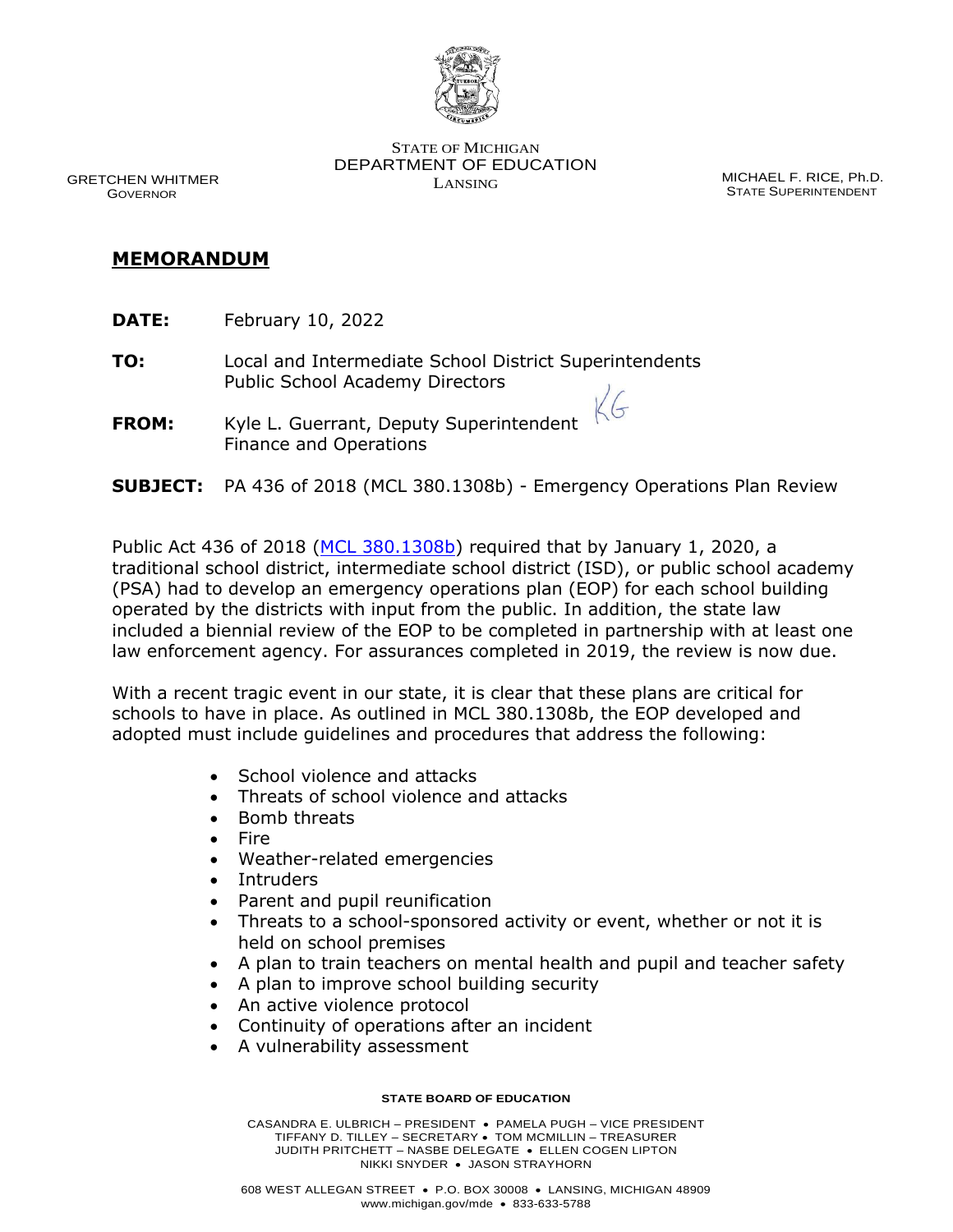STATE OF MICHIGAN
DEPARTMENT OF EDUCATION
LANSING

GRETCHEN WHITMER
GOVERNOR

MICHAEL F. RICE, Ph.D.
STATE SUPERINTENDENT

## MEMORANDUM

**DATE:** February 10, 2022

**TO:** Local and Intermediate School District Superintendents
Public School Academy Directors

**FROM:** Kyle L. Guerrant, Deputy Superintendent
Finance and Operations

**SUBJECT:** PA 436 of 2018 (MCL 380.1308b) - Emergency Operations Plan Review

Public Act 436 of 2018 (MCL 380.1308b) required that by January 1, 2020, a traditional school district, intermediate school district (ISD), or public school academy (PSA) had to develop an emergency operations plan (EOP) for each school building operated by the districts with input from the public. In addition, the state law included a biennial review of the EOP to be completed in partnership with at least one law enforcement agency. For assurances completed in 2019, the review is now due.

With a recent tragic event in our state, it is clear that these plans are critical for schools to have in place. As outlined in MCL 380.1308b, the EOP developed and adopted must include guidelines and procedures that address the following:

- School violence and attacks
- Threats of school violence and attacks
- Bomb threats
- Fire
- Weather-related emergencies
- Intruders
- Parent and pupil reunification
- Threats to a school-sponsored activity or event, whether or not it is held on school premises
- A plan to train teachers on mental health and pupil and teacher safety
- A plan to improve school building security
- An active violence protocol
- Continuity of operations after an incident
- A vulnerability assessment

**STATE BOARD OF EDUCATION**

CASANDRA E. ULBRICH – PRESIDENT • PAMELA PUGH – VICE PRESIDENT
TIFFANY D. TILLEY – SECRETARY • TOM MCMILLIN – TREASURER
JUDITH PRITCHETT – NASBE DELEGATE • ELLEN COGEN LIPTON
NIKKI SNYDER • JASON STRAYHORN

608 WEST ALLEGAN STREET • P.O. BOX 30008 • LANSING, MICHIGAN 48909
www.michigan.gov/mde • 833-633-5788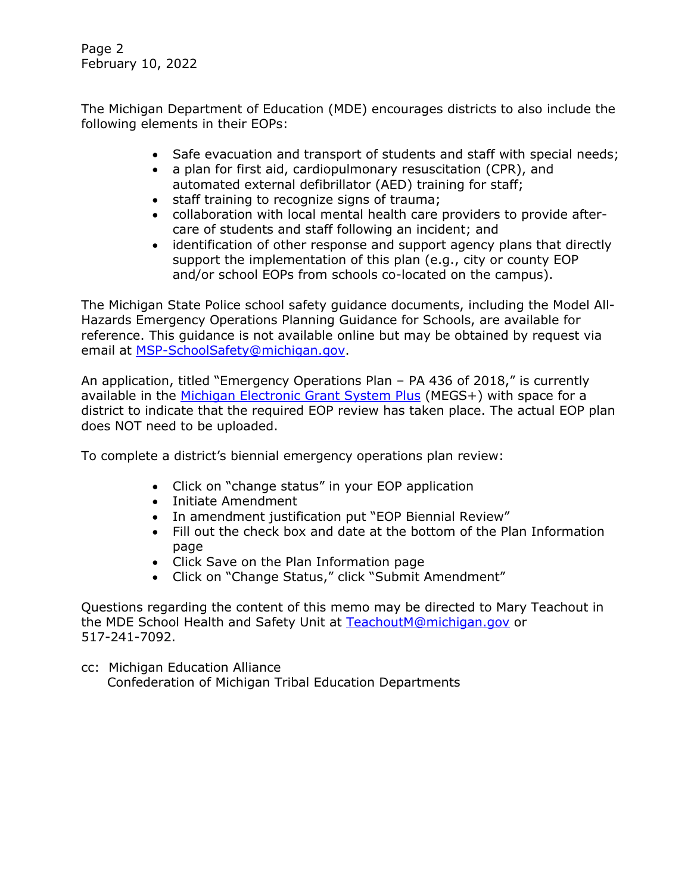The Michigan Department of Education (MDE) encourages districts to also include the following elements in their EOPs:

- Safe evacuation and transport of students and staff with special needs;
- a plan for first aid, cardiopulmonary resuscitation (CPR), and automated external defibrillator (AED) training for staff;
- staff training to recognize signs of trauma;
- collaboration with local mental health care providers to provide after-care of students and staff following an incident; and
- identification of other response and support agency plans that directly support the implementation of this plan (e.g., city or county EOP and/or school EOPs from schools co-located on the campus).

The Michigan State Police school safety guidance documents, including the Model All-Hazards Emergency Operations Planning Guidance for Schools, are available for reference. This guidance is not available online but may be obtained by request via email at MSP-SchoolSafety@michigan.gov.

An application, titled "Emergency Operations Plan – PA 436 of 2018," is currently available in the Michigan Electronic Grant System Plus (MEGS+) with space for a district to indicate that the required EOP review has taken place. The actual EOP plan does NOT need to be uploaded.

To complete a district's biennial emergency operations plan review:

- Click on "change status" in your EOP application
- Initiate Amendment
- In amendment justification put "EOP Biennial Review"
- Fill out the check box and date at the bottom of the Plan Information page
- Click Save on the Plan Information page
- Click on "Change Status," click "Submit Amendment"

Questions regarding the content of this memo may be directed to Mary Teachout in the MDE School Health and Safety Unit at TeachoutM@michigan.gov or 517-241-7092.

cc: Michigan Education Alliance
Confederation of Michigan Tribal Education Departments